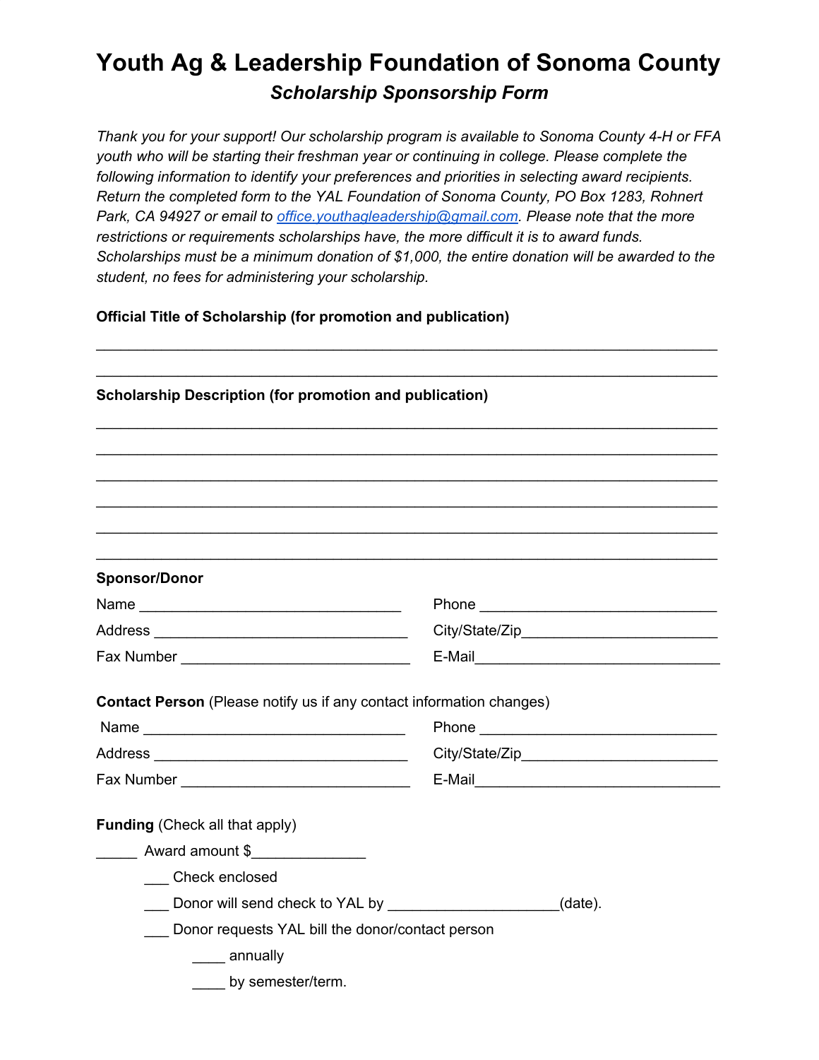# Youth Ag & Leadership Foundation of Sonoma County

## *Scholarship Sponsorship Form*

*Thank you for your support! Our scholarship program is available to Sonoma County 4-H or FFA youth who will be starting their freshman year or continuing in college. Please complete the following information to identify your preferences and priorities in selecting award recipients. Return the completed form to the YAL Foundation of Sonoma County, PO Box 1283, Rohnert Park, CA 94927 or email to office.youthagleadership@gmail.com. Please note that the more restrictions or requirements scholarships have, the more difficult it is to award funds. Scholarships must be a minimum donation of $1,000, the entire donation will be awarded to the student, no fees for administering your scholarship.*

**Official Title of Scholarship (for promotion and publication)**

______________________________________________________________________

______________________________________________________________________

**Scholarship Description (for promotion and publication)**

______________________________________________________________________

______________________________________________________________________

______________________________________________________________________

______________________________________________________________________

______________________________________________________________________

______________________________________________________________________

**Sponsor/Donor**

Name ________________________________ Phone ____________________________

Address ______________________________ City/State/Zip______________________

Fax Number ___________________________ E-Mail____________________________

**Contact Person** (Please notify us if any contact information changes)

Name ________________________________ Phone ____________________________

Address ______________________________ City/State/Zip______________________

Fax Number ___________________________ E-Mail____________________________

**Funding** (Check all that apply)

_____ Award amount $_____________

- ___ Check enclosed
- ___ Donor will send check to YAL by ____________________(date).
- ___ Donor requests YAL bill the donor/contact person
  - ____ annually
  - ____ by semester/term.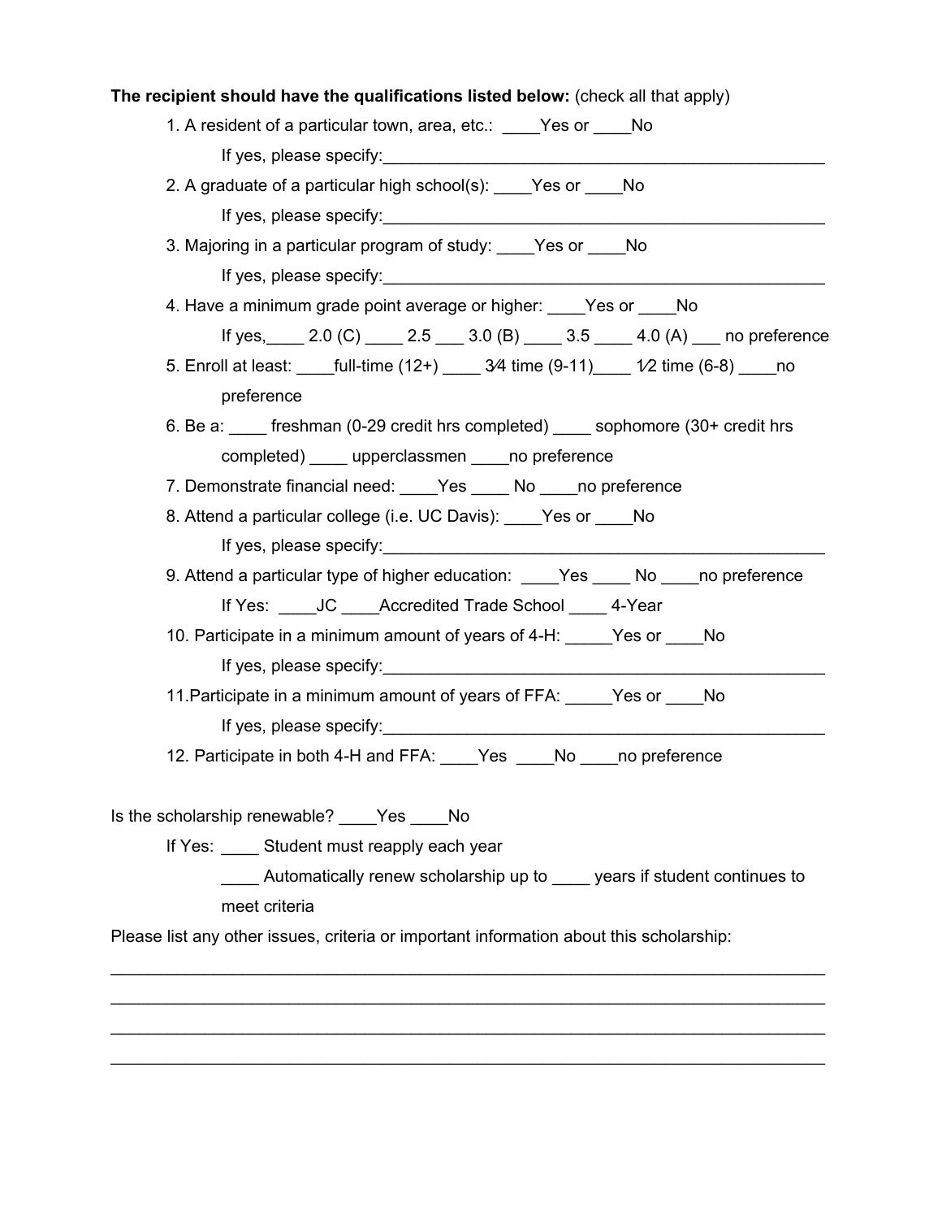**The recipient should have the qualifications listed below:** (check all that apply)

1. A resident of a particular town, area, etc.: ____Yes or ____No

   If yes, please specify:_________________________________________________

2. A graduate of a particular high school(s): ____Yes or ____No

   If yes, please specify:_________________________________________________

3. Majoring in a particular program of study: ____Yes or ____No

   If yes, please specify:_________________________________________________

4. Have a minimum grade point average or higher: ____Yes or ____No

   If yes,____ 2.0 (C) ____ 2.5 ___ 3.0 (B) ____ 3.5 ____ 4.0 (A) ___ no preference

5. Enroll at least: ____full-time (12+) ____ 3⁄4 time (9-11)____ 1⁄2 time (6-8) ____no preference

6. Be a: ____ freshman (0-29 credit hrs completed) ____ sophomore (30+ credit hrs completed) ____ upperclassmen ____no preference

7. Demonstrate financial need: ____Yes ____ No ____no preference

8. Attend a particular college (i.e. UC Davis): ____Yes or ____No

   If yes, please specify:_________________________________________________

9. Attend a particular type of higher education: ____Yes ____ No ____no preference

   If Yes: ____JC ____Accredited Trade School ____ 4-Year

10. Participate in a minimum amount of years of 4-H: _____Yes or ____No

    If yes, please specify:_________________________________________________

11. Participate in a minimum amount of years of FFA: _____Yes or ____No

    If yes, please specify:_________________________________________________

12. Participate in both 4-H and FFA: ____Yes ____No ____no preference

Is the scholarship renewable? ____Yes ____No

If Yes: ____ Student must reapply each year

____ Automatically renew scholarship up to ____ years if student continues to meet criteria

Please list any other issues, criteria or important information about this scholarship:

__________________________________________________________________________

__________________________________________________________________________

__________________________________________________________________________

__________________________________________________________________________